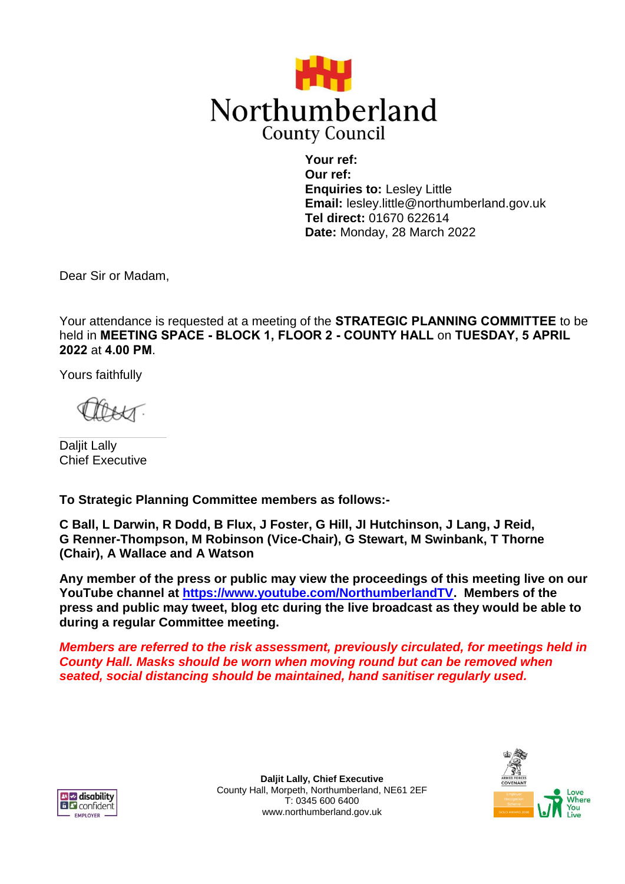# Northumberland County Council

**Your ref:**
**Our ref:**
**Enquiries to:** Lesley Little
**Email:** lesley.little@northumberland.gov.uk
**Tel direct:** 01670 622614
**Date:** Monday, 28 March 2022

Dear Sir or Madam,

Your attendance is requested at a meeting of the **STRATEGIC PLANNING COMMITTEE** to be held in **MEETING SPACE - BLOCK 1, FLOOR 2 - COUNTY HALL** on **TUESDAY, 5 APRIL 2022** at **4.00 PM**.

Yours faithfully

Daljit Lally
Chief Executive

**To Strategic Planning Committee members as follows:-**

**C Ball, L Darwin, R Dodd, B Flux, J Foster, G Hill, JI Hutchinson, J Lang, J Reid, G Renner-Thompson, M Robinson (Vice-Chair), G Stewart, M Swinbank, T Thorne (Chair), A Wallace and A Watson**

**Any member of the press or public may view the proceedings of this meeting live on our YouTube channel at [https://www.youtube.com/NorthumberlandTV](https://www.youtube.com/NorthumberlandTV). Members of the press and public may tweet, blog etc during the live broadcast as they would be able to during a regular Committee meeting.**

***Members are referred to the risk assessment, previously circulated, for meetings held in County Hall. Masks should be worn when moving round but can be removed when seated, social distancing should be maintained, hand sanitiser regularly used.***

**Daljit Lally, Chief Executive**
County Hall, Morpeth, Northumberland, NE61 2EF
T: 0345 600 6400
www.northumberland.gov.uk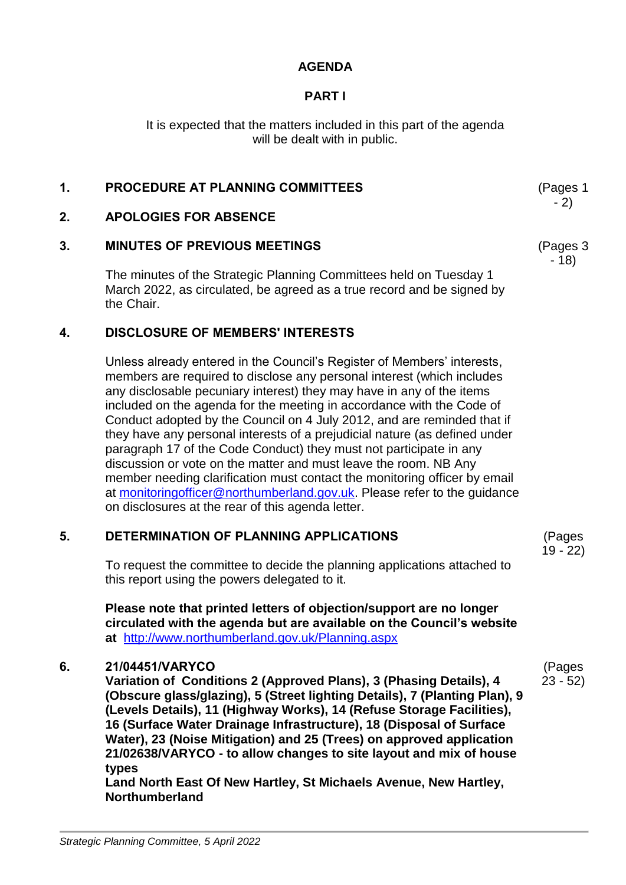## AGENDA

### PART I

It is expected that the matters included in this part of the agenda will be dealt with in public.

**1. PROCEDURE AT PLANNING COMMITTEES** (Pages 1 - 2)

**2. APOLOGIES FOR ABSENCE**

**3. MINUTES OF PREVIOUS MEETINGS** (Pages 3 - 18)

The minutes of the Strategic Planning Committees held on Tuesday 1 March 2022, as circulated, be agreed as a true record and be signed by the Chair.

**4. DISCLOSURE OF MEMBERS' INTERESTS**

Unless already entered in the Council's Register of Members' interests, members are required to disclose any personal interest (which includes any disclosable pecuniary interest) they may have in any of the items included on the agenda for the meeting in accordance with the Code of Conduct adopted by the Council on 4 July 2012, and are reminded that if they have any personal interests of a prejudicial nature (as defined under paragraph 17 of the Code Conduct) they must not participate in any discussion or vote on the matter and must leave the room. NB Any member needing clarification must contact the monitoring officer by email at monitoringofficer@northumberland.gov.uk. Please refer to the guidance on disclosures at the rear of this agenda letter.

**5. DETERMINATION OF PLANNING APPLICATIONS** (Pages 19 - 22)

To request the committee to decide the planning applications attached to this report using the powers delegated to it.

**Please note that printed letters of objection/support are no longer circulated with the agenda but are available on the Council's website at** http://www.northumberland.gov.uk/Planning.aspx

**6. 21/04451/VARYCO** (Pages 23 - 52)

**Variation of Conditions 2 (Approved Plans), 3 (Phasing Details), 4 (Obscure glass/glazing), 5 (Street lighting Details), 7 (Planting Plan), 9 (Levels Details), 11 (Highway Works), 14 (Refuse Storage Facilities), 16 (Surface Water Drainage Infrastructure), 18 (Disposal of Surface Water), 23 (Noise Mitigation) and 25 (Trees) on approved application 21/02638/VARYCO - to allow changes to site layout and mix of house types**

**Land North East Of New Hartley, St Michaels Avenue, New Hartley, Northumberland**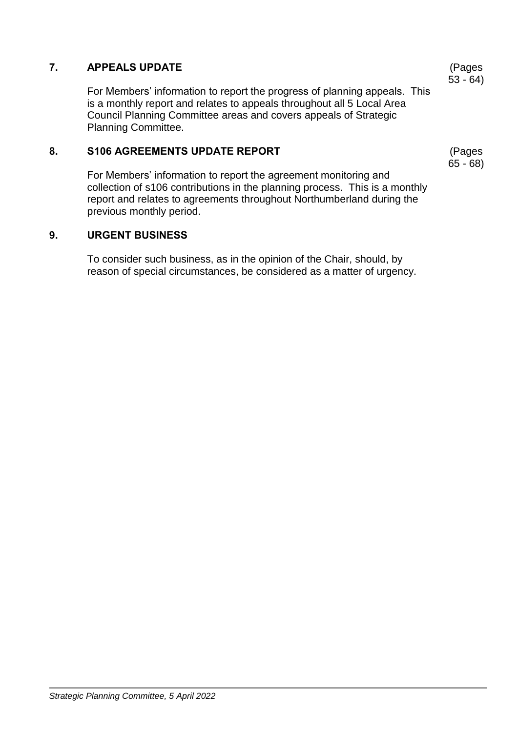**7. APPEALS UPDATE** (Pages 53 - 64)

For Members' information to report the progress of planning appeals. This is a monthly report and relates to appeals throughout all 5 Local Area Council Planning Committee areas and covers appeals of Strategic Planning Committee.

**8. S106 AGREEMENTS UPDATE REPORT** (Pages 65 - 68)

For Members' information to report the agreement monitoring and collection of s106 contributions in the planning process. This is a monthly report and relates to agreements throughout Northumberland during the previous monthly period.

**9. URGENT BUSINESS**

To consider such business, as in the opinion of the Chair, should, by reason of special circumstances, be considered as a matter of urgency.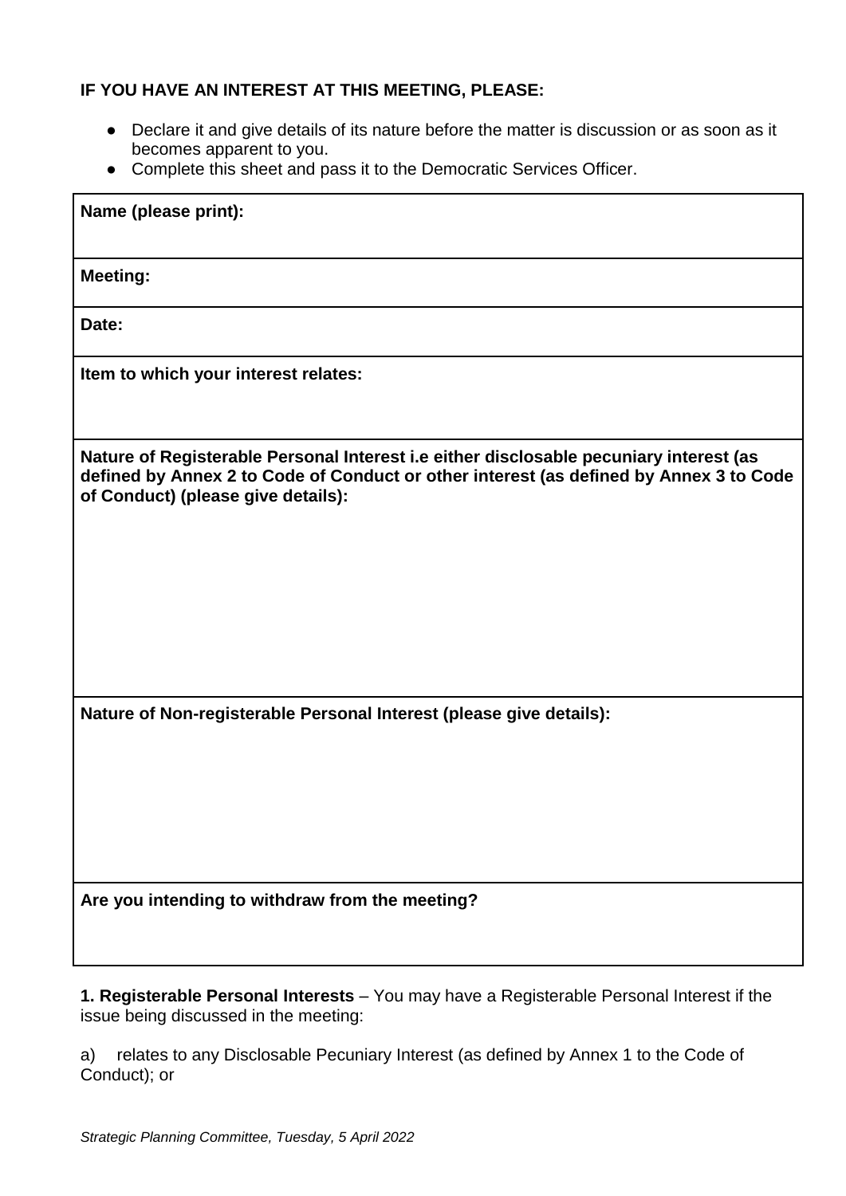**IF YOU HAVE AN INTEREST AT THIS MEETING, PLEASE:**

- Declare it and give details of its nature before the matter is discussion or as soon as it becomes apparent to you.
- Complete this sheet and pass it to the Democratic Services Officer.

| **Name (please print):** |
| --- |
| **Meeting:** |
| **Date:** |
| **Item to which your interest relates:** |
| **Nature of Registerable Personal Interest i.e either disclosable pecuniary interest (as defined by Annex 2 to Code of Conduct or other interest (as defined by Annex 3 to Code of Conduct) (please give details):** |
| **Nature of Non-registerable Personal Interest (please give details):** |
| **Are you intending to withdraw from the meeting?** |

**1. Registerable Personal Interests** – You may have a Registerable Personal Interest if the issue being discussed in the meeting:

a) relates to any Disclosable Pecuniary Interest (as defined by Annex 1 to the Code of Conduct); or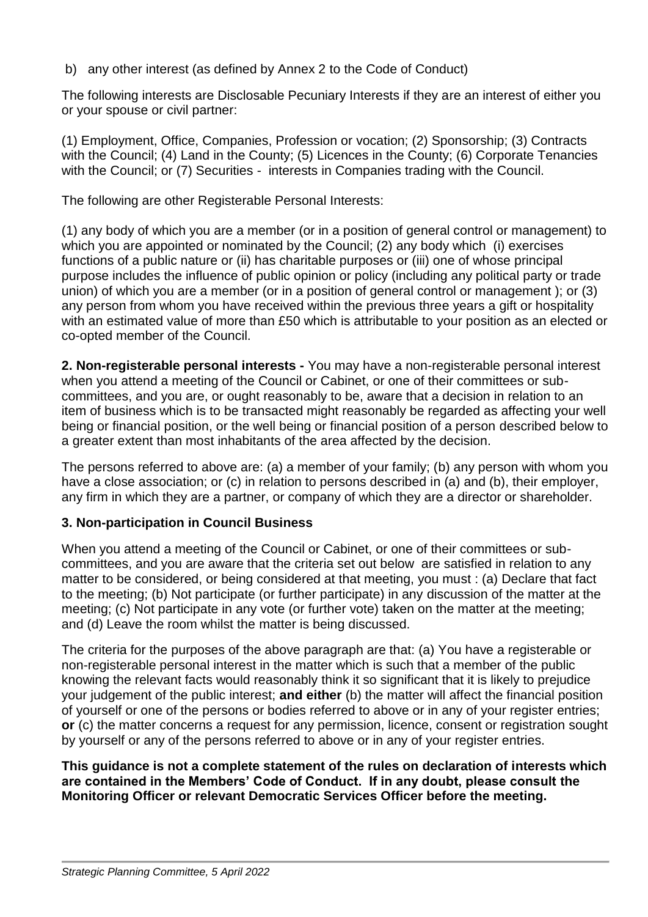b) any other interest (as defined by Annex 2 to the Code of Conduct)

The following interests are Disclosable Pecuniary Interests if they are an interest of either you or your spouse or civil partner:

(1) Employment, Office, Companies, Profession or vocation; (2) Sponsorship; (3) Contracts with the Council; (4) Land in the County; (5) Licences in the County; (6) Corporate Tenancies with the Council; or (7) Securities - interests in Companies trading with the Council.

The following are other Registerable Personal Interests:

(1) any body of which you are a member (or in a position of general control or management) to which you are appointed or nominated by the Council; (2) any body which (i) exercises functions of a public nature or (ii) has charitable purposes or (iii) one of whose principal purpose includes the influence of public opinion or policy (including any political party or trade union) of which you are a member (or in a position of general control or management ); or (3) any person from whom you have received within the previous three years a gift or hospitality with an estimated value of more than £50 which is attributable to your position as an elected or co-opted member of the Council.

**2. Non-registerable personal interests -** You may have a non-registerable personal interest when you attend a meeting of the Council or Cabinet, or one of their committees or sub-committees, and you are, or ought reasonably to be, aware that a decision in relation to an item of business which is to be transacted might reasonably be regarded as affecting your well being or financial position, or the well being or financial position of a person described below to a greater extent than most inhabitants of the area affected by the decision.

The persons referred to above are: (a) a member of your family; (b) any person with whom you have a close association; or (c) in relation to persons described in (a) and (b), their employer, any firm in which they are a partner, or company of which they are a director or shareholder.

**3. Non-participation in Council Business**

When you attend a meeting of the Council or Cabinet, or one of their committees or sub-committees, and you are aware that the criteria set out below are satisfied in relation to any matter to be considered, or being considered at that meeting, you must : (a) Declare that fact to the meeting; (b) Not participate (or further participate) in any discussion of the matter at the meeting; (c) Not participate in any vote (or further vote) taken on the matter at the meeting; and (d) Leave the room whilst the matter is being discussed.

The criteria for the purposes of the above paragraph are that: (a) You have a registerable or non-registerable personal interest in the matter which is such that a member of the public knowing the relevant facts would reasonably think it so significant that it is likely to prejudice your judgement of the public interest; **and either** (b) the matter will affect the financial position of yourself or one of the persons or bodies referred to above or in any of your register entries; **or** (c) the matter concerns a request for any permission, licence, consent or registration sought by yourself or any of the persons referred to above or in any of your register entries.

**This guidance is not a complete statement of the rules on declaration of interests which are contained in the Members' Code of Conduct. If in any doubt, please consult the Monitoring Officer or relevant Democratic Services Officer before the meeting.**